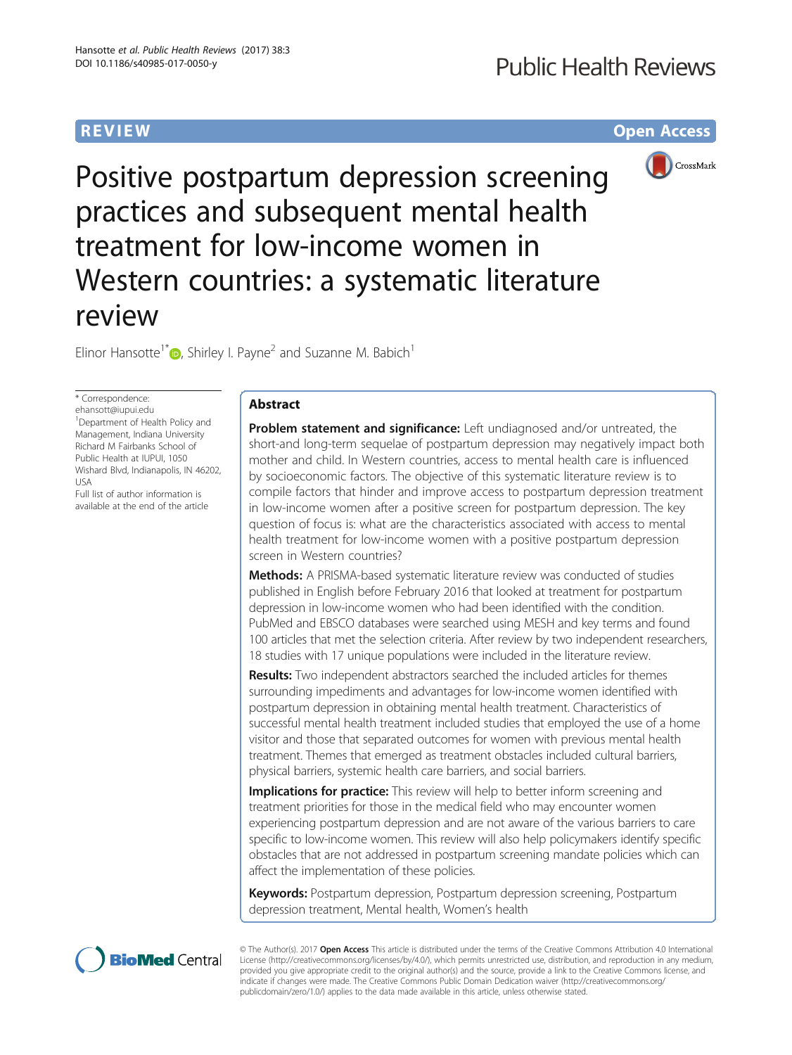REVIEW Open Access

# Positive postpartum depression screening practices and subsequent mental health treatment for low-income women in Western countries: a systematic literature review

Elinor Hansotte[1*], Shirley I. Payne[2] and Suzanne M. Babich[1]

\* Correspondence: ehansott@iupui.edu

[1]Department of Health Policy and Management, Indiana University Richard M Fairbanks School of Public Health at IUPUI, 1050 Wishard Blvd, Indianapolis, IN 46202, USA

Full list of author information is available at the end of the article

## Abstract

**Problem statement and significance:** Left undiagnosed and/or untreated, the short-and long-term sequelae of postpartum depression may negatively impact both mother and child. In Western countries, access to mental health care is influenced by socioeconomic factors. The objective of this systematic literature review is to compile factors that hinder and improve access to postpartum depression treatment in low-income women after a positive screen for postpartum depression. The key question of focus is: what are the characteristics associated with access to mental health treatment for low-income women with a positive postpartum depression screen in Western countries?

**Methods:** A PRISMA-based systematic literature review was conducted of studies published in English before February 2016 that looked at treatment for postpartum depression in low-income women who had been identified with the condition. PubMed and EBSCO databases were searched using MESH and key terms and found 100 articles that met the selection criteria. After review by two independent researchers, 18 studies with 17 unique populations were included in the literature review.

**Results:** Two independent abstractors searched the included articles for themes surrounding impediments and advantages for low-income women identified with postpartum depression in obtaining mental health treatment. Characteristics of successful mental health treatment included studies that employed the use of a home visitor and those that separated outcomes for women with previous mental health treatment. Themes that emerged as treatment obstacles included cultural barriers, physical barriers, systemic health care barriers, and social barriers.

**Implications for practice:** This review will help to better inform screening and treatment priorities for those in the medical field who may encounter women experiencing postpartum depression and are not aware of the various barriers to care specific to low-income women. This review will also help policymakers identify specific obstacles that are not addressed in postpartum screening mandate policies which can affect the implementation of these policies.

**Keywords:** Postpartum depression, Postpartum depression screening, Postpartum depression treatment, Mental health, Women's health

© The Author(s). 2017 **Open Access** This article is distributed under the terms of the Creative Commons Attribution 4.0 International License (http://creativecommons.org/licenses/by/4.0/), which permits unrestricted use, distribution, and reproduction in any medium, provided you give appropriate credit to the original author(s) and the source, provide a link to the Creative Commons license, and indicate if changes were made. The Creative Commons Public Domain Dedication waiver (http://creativecommons.org/publicdomain/zero/1.0/) applies to the data made available in this article, unless otherwise stated.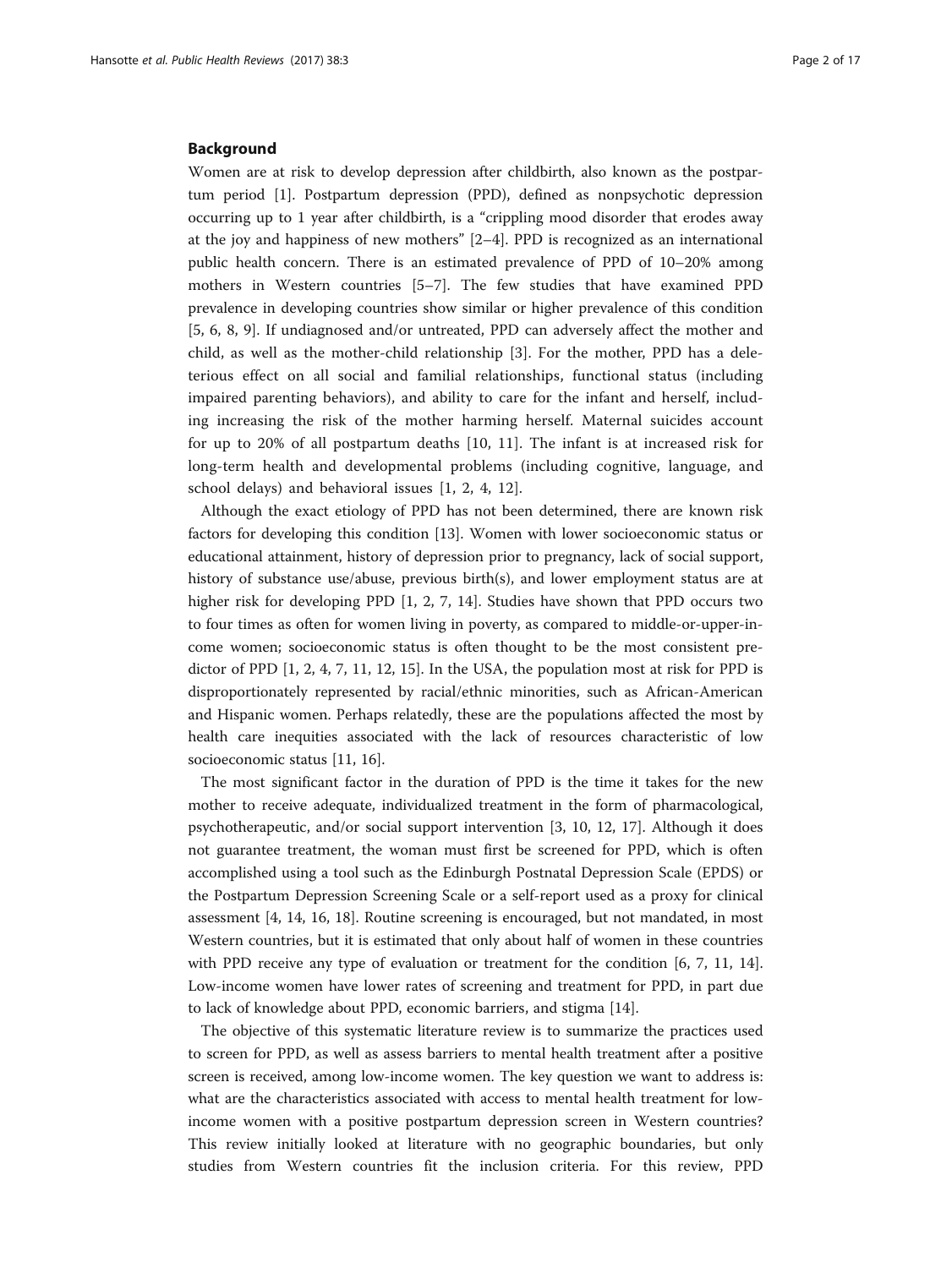## Background

Women are at risk to develop depression after childbirth, also known as the postpartum period [1]. Postpartum depression (PPD), defined as nonpsychotic depression occurring up to 1 year after childbirth, is a "crippling mood disorder that erodes away at the joy and happiness of new mothers" [2–4]. PPD is recognized as an international public health concern. There is an estimated prevalence of PPD of 10–20% among mothers in Western countries [5–7]. The few studies that have examined PPD prevalence in developing countries show similar or higher prevalence of this condition [5, 6, 8, 9]. If undiagnosed and/or untreated, PPD can adversely affect the mother and child, as well as the mother-child relationship [3]. For the mother, PPD has a deleterious effect on all social and familial relationships, functional status (including impaired parenting behaviors), and ability to care for the infant and herself, including increasing the risk of the mother harming herself. Maternal suicides account for up to 20% of all postpartum deaths [10, 11]. The infant is at increased risk for long-term health and developmental problems (including cognitive, language, and school delays) and behavioral issues [1, 2, 4, 12].

Although the exact etiology of PPD has not been determined, there are known risk factors for developing this condition [13]. Women with lower socioeconomic status or educational attainment, history of depression prior to pregnancy, lack of social support, history of substance use/abuse, previous birth(s), and lower employment status are at higher risk for developing PPD [1, 2, 7, 14]. Studies have shown that PPD occurs two to four times as often for women living in poverty, as compared to middle-or-upper-income women; socioeconomic status is often thought to be the most consistent predictor of PPD [1, 2, 4, 7, 11, 12, 15]. In the USA, the population most at risk for PPD is disproportionately represented by racial/ethnic minorities, such as African-American and Hispanic women. Perhaps relatedly, these are the populations affected the most by health care inequities associated with the lack of resources characteristic of low socioeconomic status [11, 16].

The most significant factor in the duration of PPD is the time it takes for the new mother to receive adequate, individualized treatment in the form of pharmacological, psychotherapeutic, and/or social support intervention [3, 10, 12, 17]. Although it does not guarantee treatment, the woman must first be screened for PPD, which is often accomplished using a tool such as the Edinburgh Postnatal Depression Scale (EPDS) or the Postpartum Depression Screening Scale or a self-report used as a proxy for clinical assessment [4, 14, 16, 18]. Routine screening is encouraged, but not mandated, in most Western countries, but it is estimated that only about half of women in these countries with PPD receive any type of evaluation or treatment for the condition [6, 7, 11, 14]. Low-income women have lower rates of screening and treatment for PPD, in part due to lack of knowledge about PPD, economic barriers, and stigma [14].

The objective of this systematic literature review is to summarize the practices used to screen for PPD, as well as assess barriers to mental health treatment after a positive screen is received, among low-income women. The key question we want to address is: what are the characteristics associated with access to mental health treatment for low-income women with a positive postpartum depression screen in Western countries? This review initially looked at literature with no geographic boundaries, but only studies from Western countries fit the inclusion criteria. For this review, PPD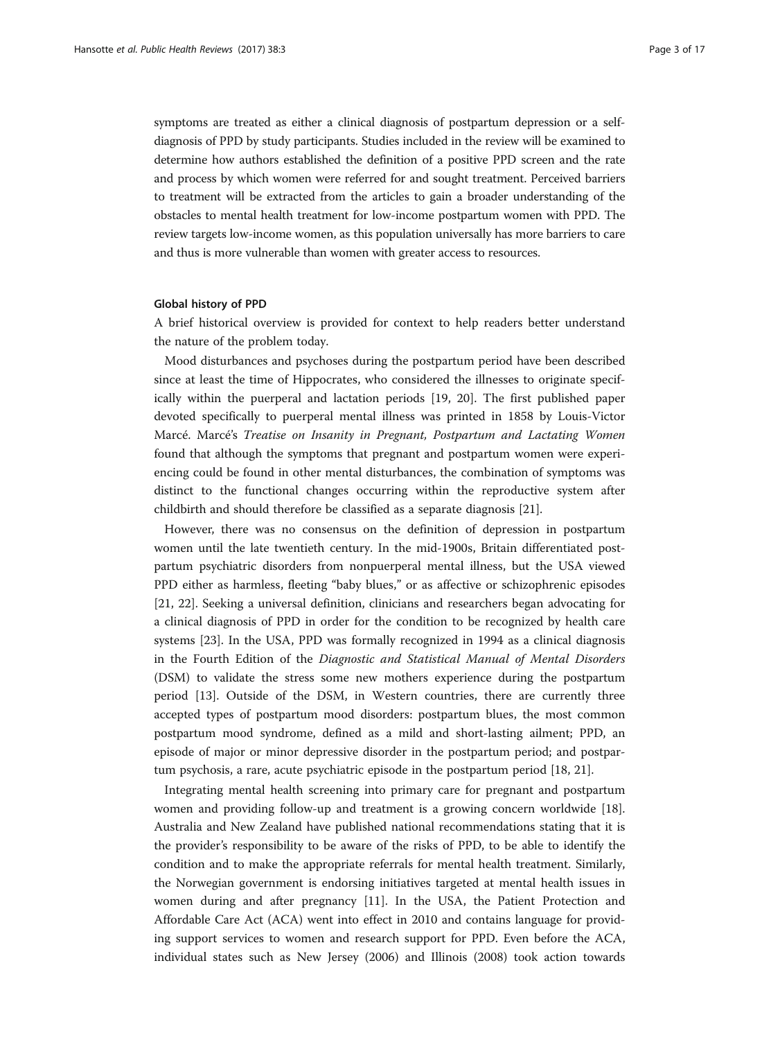symptoms are treated as either a clinical diagnosis of postpartum depression or a self-diagnosis of PPD by study participants. Studies included in the review will be examined to determine how authors established the definition of a positive PPD screen and the rate and process by which women were referred for and sought treatment. Perceived barriers to treatment will be extracted from the articles to gain a broader understanding of the obstacles to mental health treatment for low-income postpartum women with PPD. The review targets low-income women, as this population universally has more barriers to care and thus is more vulnerable than women with greater access to resources.

### Global history of PPD

A brief historical overview is provided for context to help readers better understand the nature of the problem today.

Mood disturbances and psychoses during the postpartum period have been described since at least the time of Hippocrates, who considered the illnesses to originate specifically within the puerperal and lactation periods [19, 20]. The first published paper devoted specifically to puerperal mental illness was printed in 1858 by Louis-Victor Marcé. Marcé's *Treatise on Insanity in Pregnant, Postpartum and Lactating Women* found that although the symptoms that pregnant and postpartum women were experiencing could be found in other mental disturbances, the combination of symptoms was distinct to the functional changes occurring within the reproductive system after childbirth and should therefore be classified as a separate diagnosis [21].

However, there was no consensus on the definition of depression in postpartum women until the late twentieth century. In the mid-1900s, Britain differentiated postpartum psychiatric disorders from nonpuerperal mental illness, but the USA viewed PPD either as harmless, fleeting "baby blues," or as affective or schizophrenic episodes [21, 22]. Seeking a universal definition, clinicians and researchers began advocating for a clinical diagnosis of PPD in order for the condition to be recognized by health care systems [23]. In the USA, PPD was formally recognized in 1994 as a clinical diagnosis in the Fourth Edition of the *Diagnostic and Statistical Manual of Mental Disorders* (DSM) to validate the stress some new mothers experience during the postpartum period [13]. Outside of the DSM, in Western countries, there are currently three accepted types of postpartum mood disorders: postpartum blues, the most common postpartum mood syndrome, defined as a mild and short-lasting ailment; PPD, an episode of major or minor depressive disorder in the postpartum period; and postpartum psychosis, a rare, acute psychiatric episode in the postpartum period [18, 21].

Integrating mental health screening into primary care for pregnant and postpartum women and providing follow-up and treatment is a growing concern worldwide [18]. Australia and New Zealand have published national recommendations stating that it is the provider's responsibility to be aware of the risks of PPD, to be able to identify the condition and to make the appropriate referrals for mental health treatment. Similarly, the Norwegian government is endorsing initiatives targeted at mental health issues in women during and after pregnancy [11]. In the USA, the Patient Protection and Affordable Care Act (ACA) went into effect in 2010 and contains language for providing support services to women and research support for PPD. Even before the ACA, individual states such as New Jersey (2006) and Illinois (2008) took action towards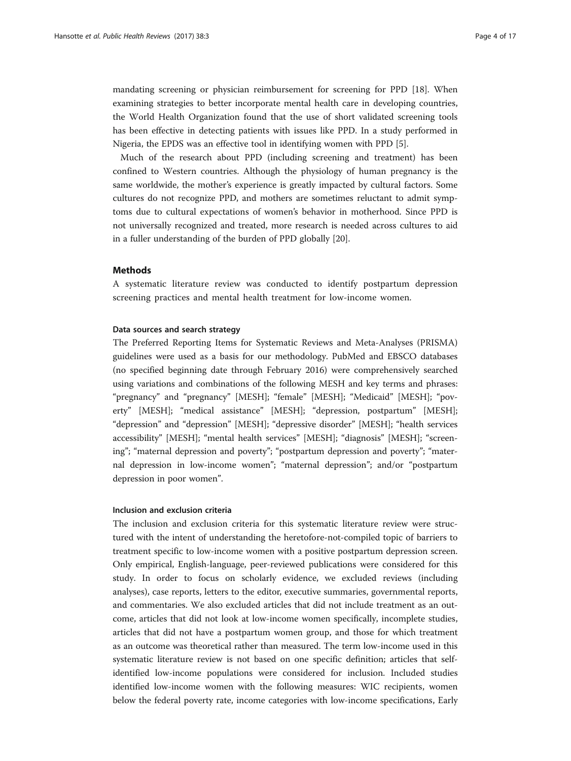mandating screening or physician reimbursement for screening for PPD [18]. When examining strategies to better incorporate mental health care in developing countries, the World Health Organization found that the use of short validated screening tools has been effective in detecting patients with issues like PPD. In a study performed in Nigeria, the EPDS was an effective tool in identifying women with PPD [5].

Much of the research about PPD (including screening and treatment) has been confined to Western countries. Although the physiology of human pregnancy is the same worldwide, the mother's experience is greatly impacted by cultural factors. Some cultures do not recognize PPD, and mothers are sometimes reluctant to admit symptoms due to cultural expectations of women's behavior in motherhood. Since PPD is not universally recognized and treated, more research is needed across cultures to aid in a fuller understanding of the burden of PPD globally [20].

## Methods

A systematic literature review was conducted to identify postpartum depression screening practices and mental health treatment for low-income women.

### Data sources and search strategy

The Preferred Reporting Items for Systematic Reviews and Meta-Analyses (PRISMA) guidelines were used as a basis for our methodology. PubMed and EBSCO databases (no specified beginning date through February 2016) were comprehensively searched using variations and combinations of the following MESH and key terms and phrases: "pregnancy" and "pregnancy" [MESH]; "female" [MESH]; "Medicaid" [MESH]; "poverty" [MESH]; "medical assistance" [MESH]; "depression, postpartum" [MESH]; "depression" and "depression" [MESH]; "depressive disorder" [MESH]; "health services accessibility" [MESH]; "mental health services" [MESH]; "diagnosis" [MESH]; "screening"; "maternal depression and poverty"; "postpartum depression and poverty"; "maternal depression in low-income women"; "maternal depression"; and/or "postpartum depression in poor women".

### Inclusion and exclusion criteria

The inclusion and exclusion criteria for this systematic literature review were structured with the intent of understanding the heretofore-not-compiled topic of barriers to treatment specific to low-income women with a positive postpartum depression screen. Only empirical, English-language, peer-reviewed publications were considered for this study. In order to focus on scholarly evidence, we excluded reviews (including analyses), case reports, letters to the editor, executive summaries, governmental reports, and commentaries. We also excluded articles that did not include treatment as an outcome, articles that did not look at low-income women specifically, incomplete studies, articles that did not have a postpartum women group, and those for which treatment as an outcome was theoretical rather than measured. The term low-income used in this systematic literature review is not based on one specific definition; articles that self-identified low-income populations were considered for inclusion. Included studies identified low-income women with the following measures: WIC recipients, women below the federal poverty rate, income categories with low-income specifications, Early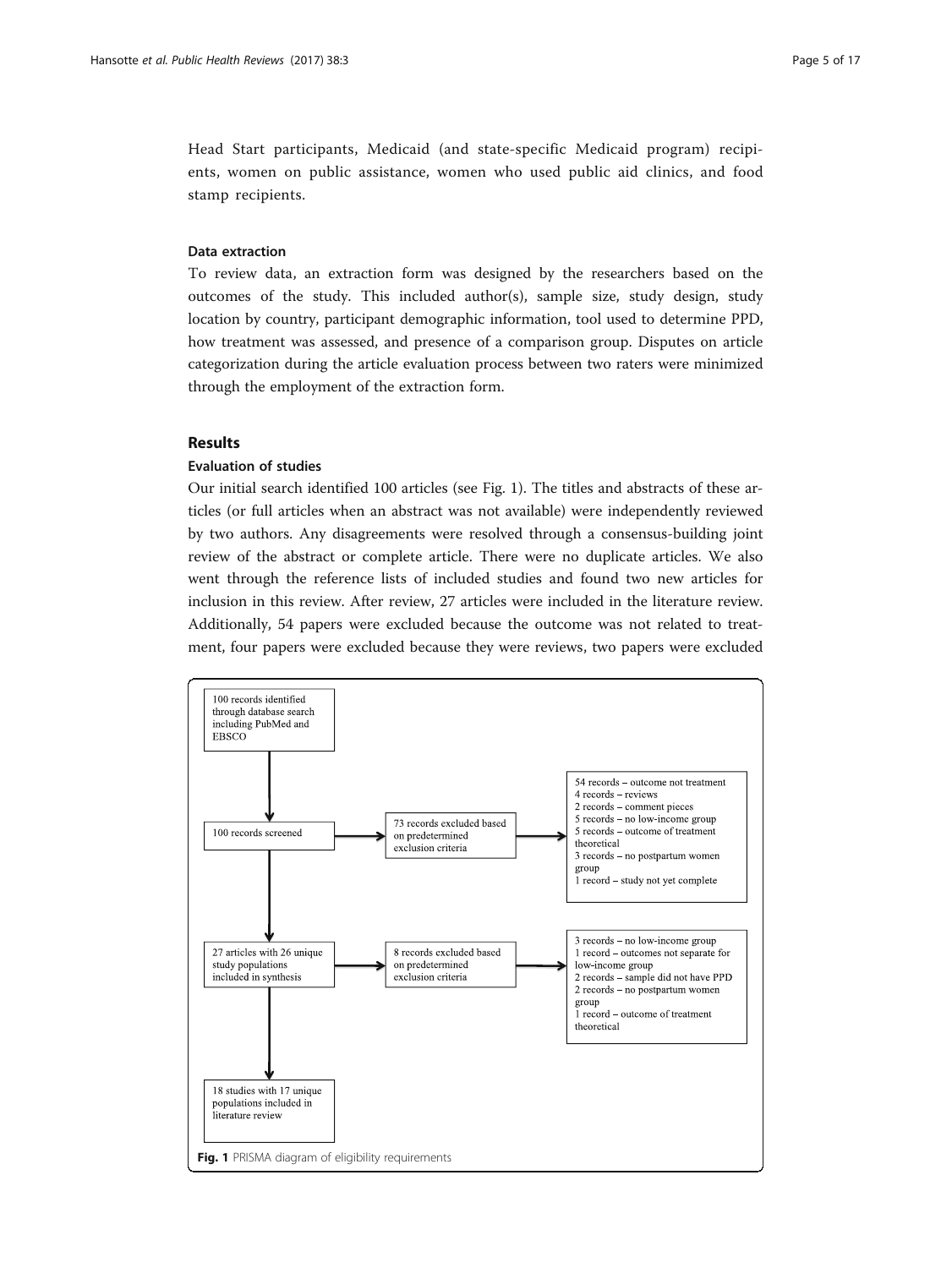Head Start participants, Medicaid (and state-specific Medicaid program) recipients, women on public assistance, women who used public aid clinics, and food stamp recipients.

### Data extraction

To review data, an extraction form was designed by the researchers based on the outcomes of the study. This included author(s), sample size, study design, study location by country, participant demographic information, tool used to determine PPD, how treatment was assessed, and presence of a comparison group. Disputes on article categorization during the article evaluation process between two raters were minimized through the employment of the extraction form.

## Results

### Evaluation of studies

Our initial search identified 100 articles (see Fig. 1). The titles and abstracts of these articles (or full articles when an abstract was not available) were independently reviewed by two authors. Any disagreements were resolved through a consensus-building joint review of the abstract or complete article. There were no duplicate articles. We also went through the reference lists of included studies and found two new articles for inclusion in this review. After review, 27 articles were included in the literature review. Additionally, 54 papers were excluded because the outcome was not related to treatment, four papers were excluded because they were reviews, two papers were excluded

100 records identified through database search including PubMed and EBSCO

100 records screened → 73 records excluded based on predetermined exclusion criteria →
- 54 records – outcome not treatment
- 4 records – reviews
- 2 records – comment pieces
- 5 records – no low-income group
- 5 records – outcome of treatment theoretical
- 3 records – no postpartum women group
- 1 record – study not yet complete

27 articles with 26 unique study populations included in synthesis → 8 records excluded based on predetermined exclusion criteria →
- 3 records – no low-income group
- 1 record – outcomes not separate for low-income group
- 2 records – sample did not have PPD
- 2 records – no postpartum women group
- 1 record – outcome of treatment theoretical

18 studies with 17 unique populations included in literature review

**Fig. 1** PRISMA diagram of eligibility requirements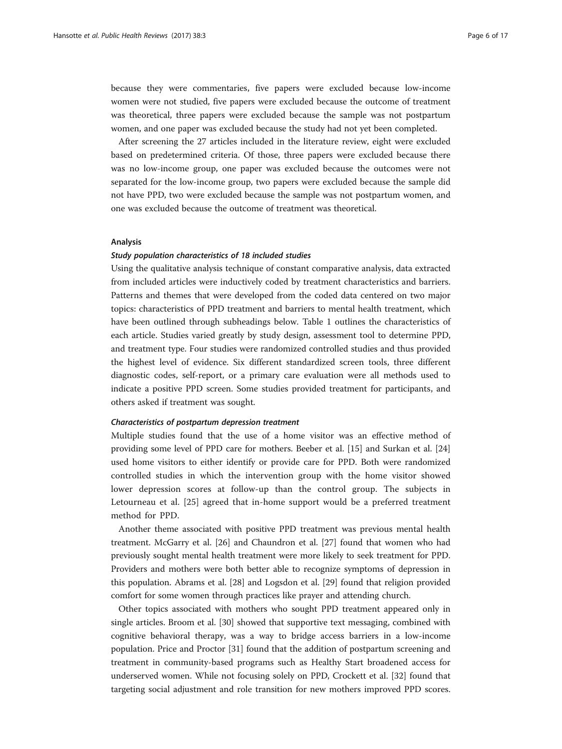because they were commentaries, five papers were excluded because low-income women were not studied, five papers were excluded because the outcome of treatment was theoretical, three papers were excluded because the sample was not postpartum women, and one paper was excluded because the study had not yet been completed.

After screening the 27 articles included in the literature review, eight were excluded based on predetermined criteria. Of those, three papers were excluded because there was no low-income group, one paper was excluded because the outcomes were not separated for the low-income group, two papers were excluded because the sample did not have PPD, two were excluded because the sample was not postpartum women, and one was excluded because the outcome of treatment was theoretical.

### Analysis

#### *Study population characteristics of 18 included studies*

Using the qualitative analysis technique of constant comparative analysis, data extracted from included articles were inductively coded by treatment characteristics and barriers. Patterns and themes that were developed from the coded data centered on two major topics: characteristics of PPD treatment and barriers to mental health treatment, which have been outlined through subheadings below. Table 1 outlines the characteristics of each article. Studies varied greatly by study design, assessment tool to determine PPD, and treatment type. Four studies were randomized controlled studies and thus provided the highest level of evidence. Six different standardized screen tools, three different diagnostic codes, self-report, or a primary care evaluation were all methods used to indicate a positive PPD screen. Some studies provided treatment for participants, and others asked if treatment was sought.

#### *Characteristics of postpartum depression treatment*

Multiple studies found that the use of a home visitor was an effective method of providing some level of PPD care for mothers. Beeber et al. [15] and Surkan et al. [24] used home visitors to either identify or provide care for PPD. Both were randomized controlled studies in which the intervention group with the home visitor showed lower depression scores at follow-up than the control group. The subjects in Letourneau et al. [25] agreed that in-home support would be a preferred treatment method for PPD.

Another theme associated with positive PPD treatment was previous mental health treatment. McGarry et al. [26] and Chaundron et al. [27] found that women who had previously sought mental health treatment were more likely to seek treatment for PPD. Providers and mothers were both better able to recognize symptoms of depression in this population. Abrams et al. [28] and Logsdon et al. [29] found that religion provided comfort for some women through practices like prayer and attending church.

Other topics associated with mothers who sought PPD treatment appeared only in single articles. Broom et al. [30] showed that supportive text messaging, combined with cognitive behavioral therapy, was a way to bridge access barriers in a low-income population. Price and Proctor [31] found that the addition of postpartum screening and treatment in community-based programs such as Healthy Start broadened access for underserved women. While not focusing solely on PPD, Crockett et al. [32] found that targeting social adjustment and role transition for new mothers improved PPD scores.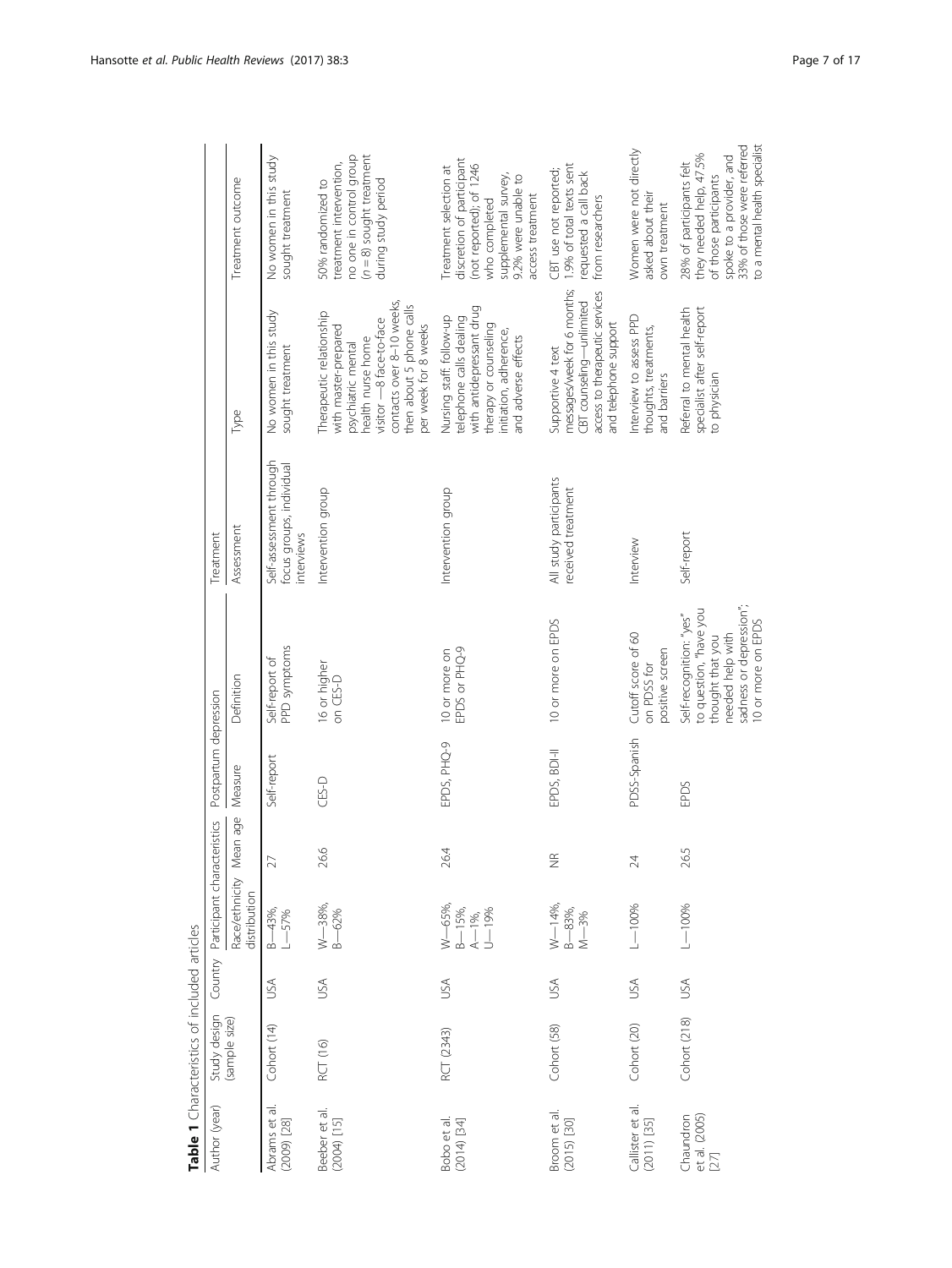**Table 1** Characteristics of included articles

| Author (year) | Study design (sample size) | Country | Participant characteristics | | Postpartum depression | | Treatment | | |
|---|---|---|---|---|---|---|---|---|---|
| | | | Race/ethnicity distribution | Mean age | Measure | Definition | Assessment | Type | Treatment outcome |
| Abrams et al. (2009) [28] | Cohort (14) | USA | B—43%, L—57% | 27 | Self-report | Self-report of PPD symptoms | Self-assessment through focus groups, individual interviews | No women in this study sought treatment | No women in this study sought treatment |
| Beeber et al. (2004) [15] | RCT (16) | USA | W—38%, B—62% | 26.6 | CES-D | 16 or higher on CES-D | Intervention group | Therapeutic relationship with master-prepared psychiatric mental health nurse home visitor —8 face-to-face contacts over 8–10 weeks, then about 5 phone calls per week for 8 weeks | 50% randomized to treatment intervention, no one in control group (n = 8) sought treatment during study period |
| Bobo et al. (2014) [34] | RCT (2343) | USA | W—65%, B—15%, A—1%, U—19% | 26.4 | EPDS, PHQ-9 | 10 or more on EPDS or PHQ-9 | Intervention group | Nursing staff: follow-up telephone calls dealing with antidepressant drug therapy or counseling initiation, adherence, and adverse effects | Treatment selection at discretion of participant (not reported); of 1246 who completed supplemental survey, 9.2% were unable to access treatment |
| Broom et al. (2015) [30] | Cohort (58) | USA | W—14%, B—83%, M—3% | NR | EPDS, BDI-II | 10 or more on EPDS | All study participants received treatment | Supportive 4 text messages/week for 6 months; CBT counseling—unlimited access to therapeutic services and telephone support | CBT use not reported; 1.9% of total texts sent requested a call back from researchers |
| Callister et al. (2011) [35] | Cohort (20) | USA | L—100% | 24 | PDSS-Spanish | Cutoff score of 60 on PDSS for positive screen | Interview | Interview to assess PPD thoughts, treatments, and barriers | Women were not directly asked about their own treatment |
| Chaundron et al. (2005) [27] | Cohort (218) | USA | L—100% | 26.5 | EPDS | Self-recognition: "yes" to question, "have you thought that you needed help with sadness or depression"; 10 or more on EPDS | Self-report | Referral to mental health specialist after self-report to physician | 28% of participants felt they needed help, 47.5% of those participants spoke to a provider, and 33% of those were referred to a mental health specialist |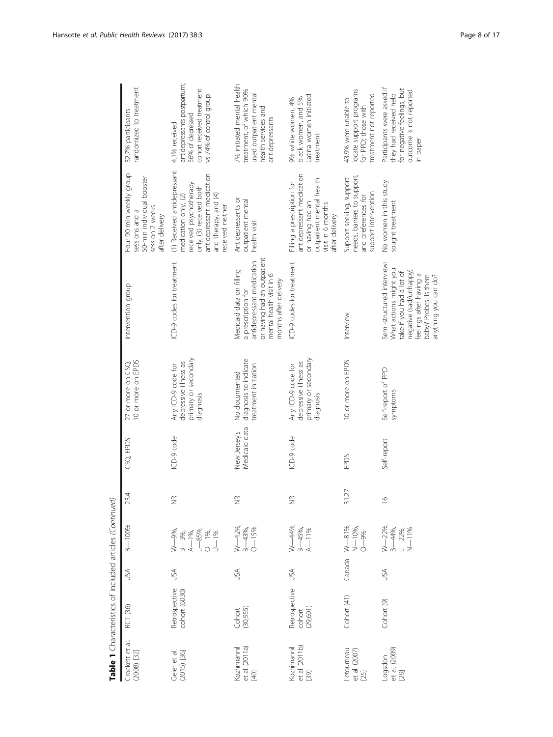**Table 1** Characteristics of included articles *(Continued)*

| | | | | | | | | | |
|---|---|---|---|---|---|---|---|---|---|
| Crockett et al. (2008) [32] | RCT (36) | USA | B—100% | 23.4 | CSQ, EPDS | 27 or more on CSQ, 10 or more on EPDS | Intervention group | Four 90-min weekly group sessions and a 50-min individual booster session 2 weeks after delivery | 52.7% participants randomized to treatment |
| Geier et al. (2015) [36] | Retrospective cohort (6030) | USA | W—9%, B—3%, A—1%, L—85%, O—1%, U—1% | NR | ICD-9 code | Any ICD-9 code for depressive illness as primary or secondary diagnosis | ICD-9 codes for treatment | (1) Received antidepressant medication only, (2) received psychotherapy only, (3) received both antidepressant medication and therapy, and (4) received neither | 4.1% received antidepressants postpartum; 56% of depressed cohort received treatment vs 74% of control group |
| Kozhimannil et al. (2011a) [40] | Cohort (30,955) | USA | W—42%, B—43%, O—15% | NR | New Jersey's Medicaid data | No documented diagnosis to indicate treatment initiation | Medicaid data on filling a prescription for antidepressant medication or having had an outpatient mental health visit in 6 months after delivery | Antidepressants or outpatient mental health visit | 7% initiated mental health treatment, of which 90% used outpatient mental health services and antidepressants |
| Kozhimannil et al. (2011b) [39] | Retrospective cohort (29,601) | USA | W—44%, B—45%, A—11% | NR | ICD-9 code | Any ICD-9 code for depressive illness as primary or secondary diagnosis | ICD-9 codes for treatment | Filling a prescription for antidepressant medication or having had an outpatient mental health visit in 6 months after delivery | 9% white women, 4% black women, and 5% Latina women initiated treatment |
| Letourneau et al. (2007) [25] | Cohort (41) | Canada | W—81%, N—10%, O—9% | 31.27 | EPDS | 10 or more on EPDS | Interview | Support seeking, support needs, barriers to support, and preferences for support intervention | 43.9% were unable to locate support programs for PPD; those with treatment not reported |
| Logsdon et al. (2009) [29] | Cohort (9) | USA | W—22%, B—44%, L—22%, N—11% | 16 | Self-report | Self-report of PPD symptoms | Semi-structured interview: What actions might you take if you had a lot of negative (sad/unhappy) feelings after having a baby? Probes: Is there anything you can do? | No women in this study sought treatment | Participants were asked if they had received help for negative feelings, but outcome is not reported in paper |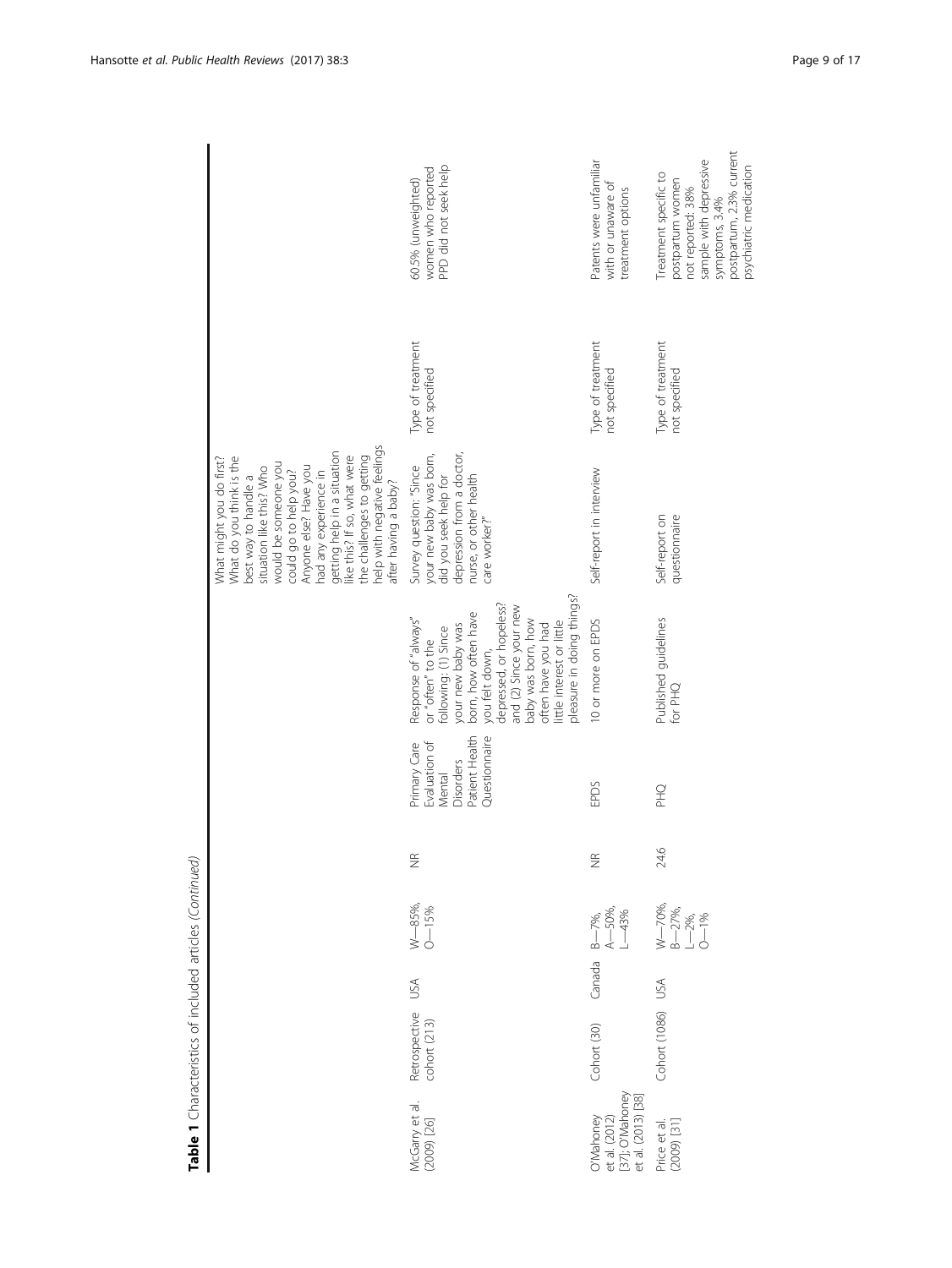**Table 1** Characteristics of included articles *(Continued)*

| | | | | | | | | | |
|---|---|---|---|---|---|---|---|---|---|
| | | | | | | | What might you do first? What do you think is the best way to handle a situation like this? Who would be someone you could go to help you? Anyone else? Have you had any experience in getting help in a situation like this? If so, what were the challenges to getting help with negative feelings after having a baby? | | |
| McGarry et al. (2009) [26] | Retrospective cohort (213) | USA | W—85%, O—15% | NR | Primary Care Evaluation of Mental Disorders Patient Health Questionnaire | Response of "always" or "often" to the following: (1) Since your new baby was born, how often have you felt down, depressed, or hopeless? and (2) Since your new baby was born, how often have you had little interest or little pleasure in doing things? | Survey question: "Since your new baby was born, did you seek help for depression from a doctor, nurse, or other health care worker?" | Type of treatment not specified | 60.5% (unweighted) women who reported PPD did not seek help |
| O'Mahoney et al. (2012) [37]; O'Mahoney et al. (2013) [38] | Cohort (30) | Canada | B—7%, A—50%, L—43% | NR | EPDS | 10 or more on EPDS | Self-report in interview | Type of treatment not specified | Patients were unfamiliar with or unaware of treatment options |
| Price et al. (2009) [31] | Cohort (1086) | USA | W—70%, B—27%, L—2%, O—1% | 24.6 | PHQ | Published guidelines for PHQ | Self-report on questionnaire | Type of treatment not specified | Treatment specific to postpartum women not reported: 38% sample with depressive symptoms, 3.4% postpartum, 2.3% current psychiatric medication |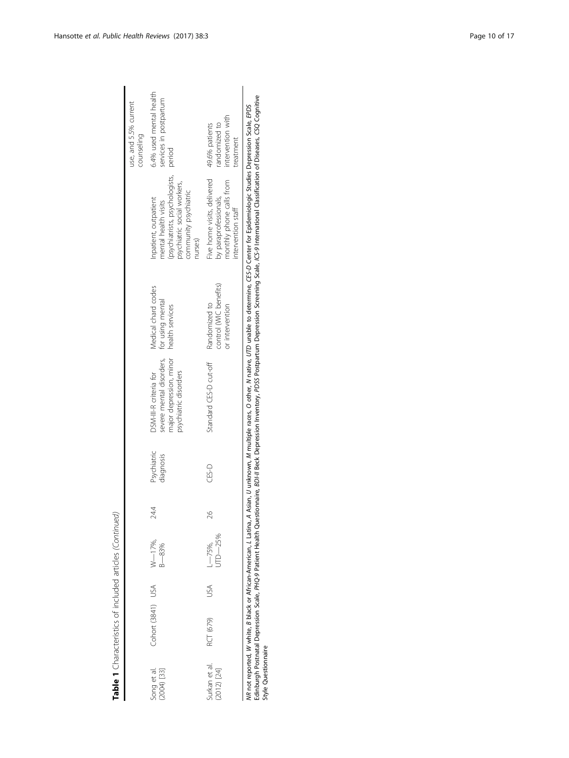**Table 1** Characteristics of included articles *(Continued)*

| | | | | | | | | | |
|---|---|---|---|---|---|---|---|---|---|
| | | | | | | | | | use, and 5.5% current counseling |
| Song et al. (2004) [33] | Cohort (3841) | USA | W—17%, B—83% | 24.4 | Psychiatric diagnosis | DSM-III-R criteria for severe mental disorders, major depression, minor psychiatric disorders | Medical chard codes for using mental health services | Inpatient, outpatient mental health visits (psychiatrists, psychologists, psychiatric social workers, community psychiatric nurses) | 6.4% used mental health services in postpartum period |
| Surkan et al. (2012) [24] | RCT (679) | USA | L—75%, UTD—25% | 26 | CES-D | Standard CES-D cut-off | Randomized to control (WIC benefits) or intervention | Five home visits, delivered by paraprofessionals, monthly phone calls from intervention staff | 49.6% patients randomized to intervention with treatment |

*NR* not reported, *W* white, *B* black or African-American, *L* Latina, *A* Asian, *U* unknown, *M* multiple races, *O* other, *N* native, *UTD* unable to determine, *CES-D* Center for Epidemiologic Studies Depression Scale, *EPDS* Edinburgh Postnatal Depression Scale, *PHQ-9* Patient Health Questionnaire, *BDI-II* Beck Depression Inventory, *PDSS* Postpartum Depression Screening Scale, *ICS-9* International Classification of Diseases, *CSQ* Cognitive Style Questionnaire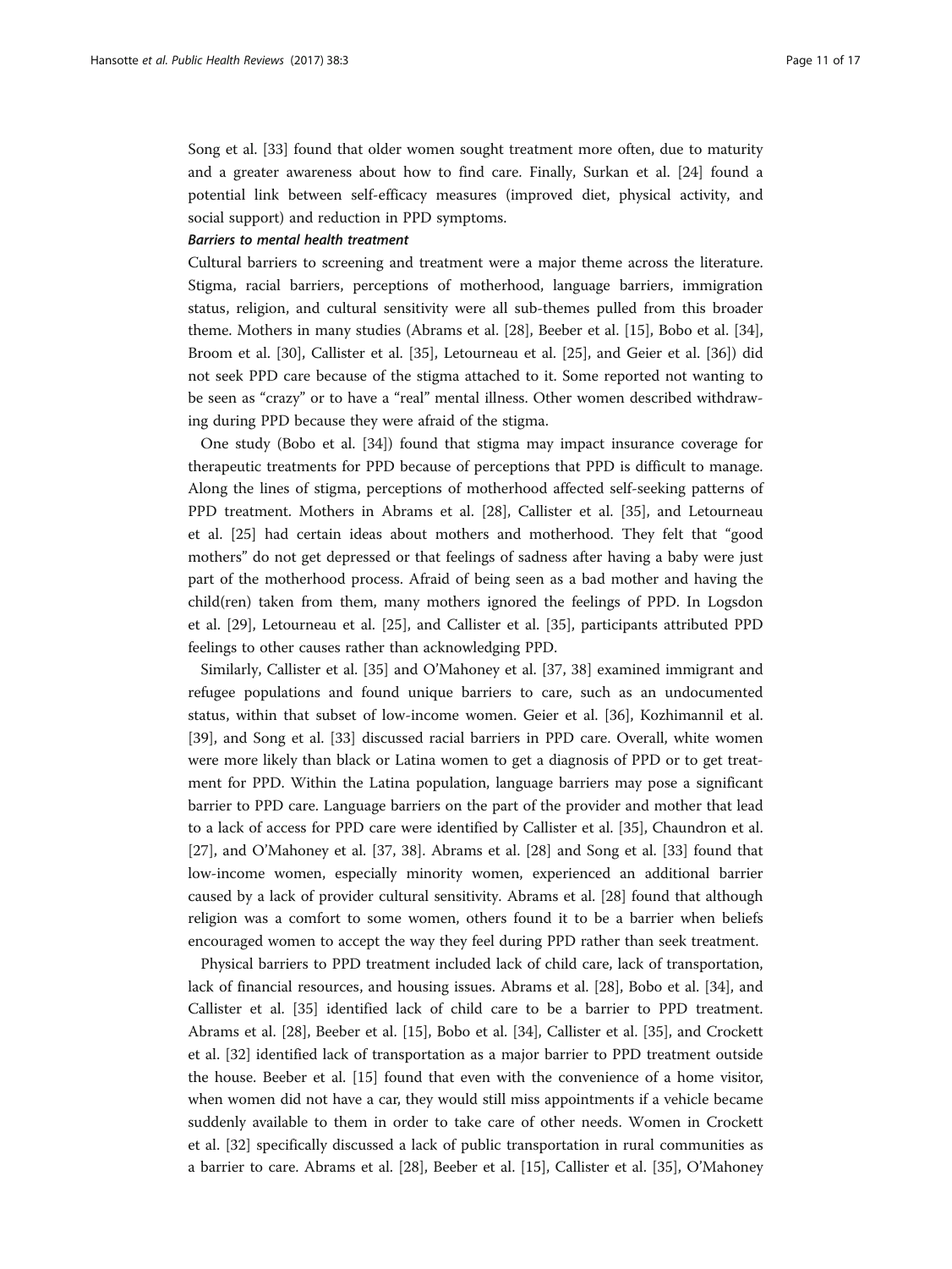Song et al. [33] found that older women sought treatment more often, due to maturity and a greater awareness about how to find care. Finally, Surkan et al. [24] found a potential link between self-efficacy measures (improved diet, physical activity, and social support) and reduction in PPD symptoms.

***Barriers to mental health treatment***

Cultural barriers to screening and treatment were a major theme across the literature. Stigma, racial barriers, perceptions of motherhood, language barriers, immigration status, religion, and cultural sensitivity were all sub-themes pulled from this broader theme. Mothers in many studies (Abrams et al. [28], Beeber et al. [15], Bobo et al. [34], Broom et al. [30], Callister et al. [35], Letourneau et al. [25], and Geier et al. [36]) did not seek PPD care because of the stigma attached to it. Some reported not wanting to be seen as "crazy" or to have a "real" mental illness. Other women described withdrawing during PPD because they were afraid of the stigma.

One study (Bobo et al. [34]) found that stigma may impact insurance coverage for therapeutic treatments for PPD because of perceptions that PPD is difficult to manage. Along the lines of stigma, perceptions of motherhood affected self-seeking patterns of PPD treatment. Mothers in Abrams et al. [28], Callister et al. [35], and Letourneau et al. [25] had certain ideas about mothers and motherhood. They felt that "good mothers" do not get depressed or that feelings of sadness after having a baby were just part of the motherhood process. Afraid of being seen as a bad mother and having the child(ren) taken from them, many mothers ignored the feelings of PPD. In Logsdon et al. [29], Letourneau et al. [25], and Callister et al. [35], participants attributed PPD feelings to other causes rather than acknowledging PPD.

Similarly, Callister et al. [35] and O'Mahoney et al. [37, 38] examined immigrant and refugee populations and found unique barriers to care, such as an undocumented status, within that subset of low-income women. Geier et al. [36], Kozhimannil et al. [39], and Song et al. [33] discussed racial barriers in PPD care. Overall, white women were more likely than black or Latina women to get a diagnosis of PPD or to get treatment for PPD. Within the Latina population, language barriers may pose a significant barrier to PPD care. Language barriers on the part of the provider and mother that lead to a lack of access for PPD care were identified by Callister et al. [35], Chaundron et al. [27], and O'Mahoney et al. [37, 38]. Abrams et al. [28] and Song et al. [33] found that low-income women, especially minority women, experienced an additional barrier caused by a lack of provider cultural sensitivity. Abrams et al. [28] found that although religion was a comfort to some women, others found it to be a barrier when beliefs encouraged women to accept the way they feel during PPD rather than seek treatment.

Physical barriers to PPD treatment included lack of child care, lack of transportation, lack of financial resources, and housing issues. Abrams et al. [28], Bobo et al. [34], and Callister et al. [35] identified lack of child care to be a barrier to PPD treatment. Abrams et al. [28], Beeber et al. [15], Bobo et al. [34], Callister et al. [35], and Crockett et al. [32] identified lack of transportation as a major barrier to PPD treatment outside the house. Beeber et al. [15] found that even with the convenience of a home visitor, when women did not have a car, they would still miss appointments if a vehicle became suddenly available to them in order to take care of other needs. Women in Crockett et al. [32] specifically discussed a lack of public transportation in rural communities as a barrier to care. Abrams et al. [28], Beeber et al. [15], Callister et al. [35], O'Mahoney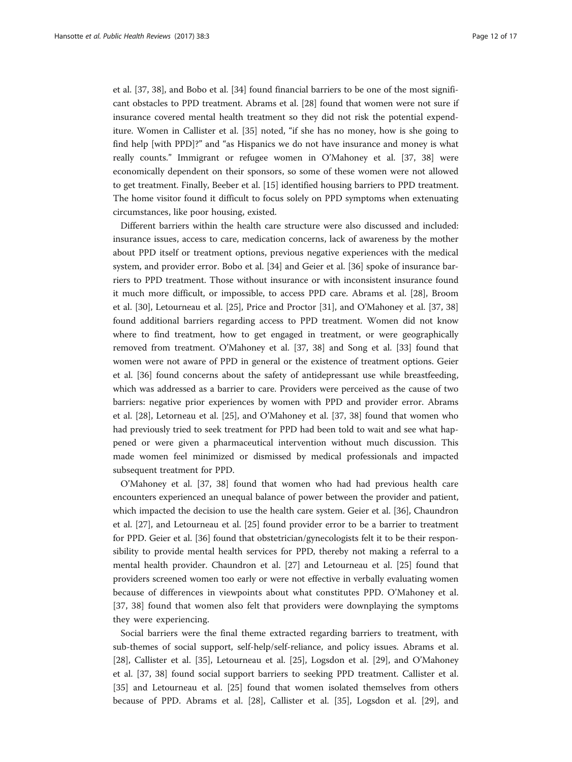et al. [37, 38], and Bobo et al. [34] found financial barriers to be one of the most significant obstacles to PPD treatment. Abrams et al. [28] found that women were not sure if insurance covered mental health treatment so they did not risk the potential expenditure. Women in Callister et al. [35] noted, "if she has no money, how is she going to find help [with PPD]?" and "as Hispanics we do not have insurance and money is what really counts." Immigrant or refugee women in O'Mahoney et al. [37, 38] were economically dependent on their sponsors, so some of these women were not allowed to get treatment. Finally, Beeber et al. [15] identified housing barriers to PPD treatment. The home visitor found it difficult to focus solely on PPD symptoms when extenuating circumstances, like poor housing, existed.

Different barriers within the health care structure were also discussed and included: insurance issues, access to care, medication concerns, lack of awareness by the mother about PPD itself or treatment options, previous negative experiences with the medical system, and provider error. Bobo et al. [34] and Geier et al. [36] spoke of insurance barriers to PPD treatment. Those without insurance or with inconsistent insurance found it much more difficult, or impossible, to access PPD care. Abrams et al. [28], Broom et al. [30], Letourneau et al. [25], Price and Proctor [31], and O'Mahoney et al. [37, 38] found additional barriers regarding access to PPD treatment. Women did not know where to find treatment, how to get engaged in treatment, or were geographically removed from treatment. O'Mahoney et al. [37, 38] and Song et al. [33] found that women were not aware of PPD in general or the existence of treatment options. Geier et al. [36] found concerns about the safety of antidepressant use while breastfeeding, which was addressed as a barrier to care. Providers were perceived as the cause of two barriers: negative prior experiences by women with PPD and provider error. Abrams et al. [28], Letorneau et al. [25], and O'Mahoney et al. [37, 38] found that women who had previously tried to seek treatment for PPD had been told to wait and see what happened or were given a pharmaceutical intervention without much discussion. This made women feel minimized or dismissed by medical professionals and impacted subsequent treatment for PPD.

O'Mahoney et al. [37, 38] found that women who had had previous health care encounters experienced an unequal balance of power between the provider and patient, which impacted the decision to use the health care system. Geier et al. [36], Chaundron et al. [27], and Letourneau et al. [25] found provider error to be a barrier to treatment for PPD. Geier et al. [36] found that obstetrician/gynecologists felt it to be their responsibility to provide mental health services for PPD, thereby not making a referral to a mental health provider. Chaundron et al. [27] and Letourneau et al. [25] found that providers screened women too early or were not effective in verbally evaluating women because of differences in viewpoints about what constitutes PPD. O'Mahoney et al. [37, 38] found that women also felt that providers were downplaying the symptoms they were experiencing.

Social barriers were the final theme extracted regarding barriers to treatment, with sub-themes of social support, self-help/self-reliance, and policy issues. Abrams et al. [28], Callister et al. [35], Letourneau et al. [25], Logsdon et al. [29], and O'Mahoney et al. [37, 38] found social support barriers to seeking PPD treatment. Callister et al. [35] and Letourneau et al. [25] found that women isolated themselves from others because of PPD. Abrams et al. [28], Callister et al. [35], Logsdon et al. [29], and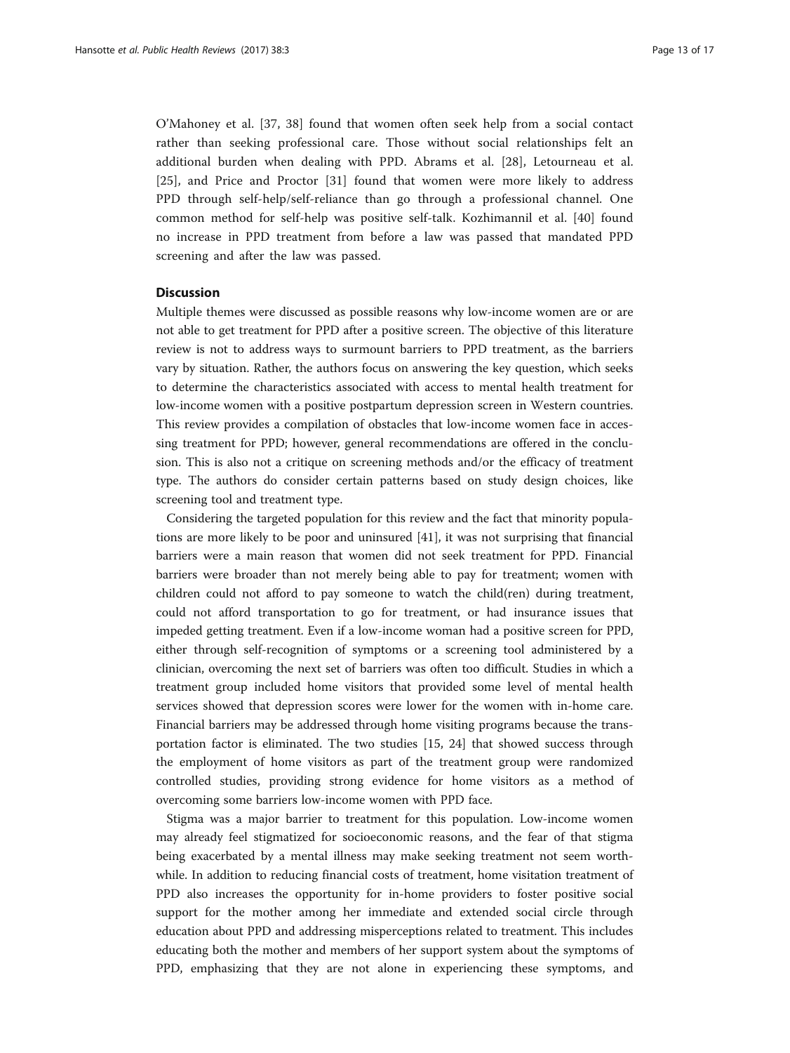O'Mahoney et al. [37, 38] found that women often seek help from a social contact rather than seeking professional care. Those without social relationships felt an additional burden when dealing with PPD. Abrams et al. [28], Letourneau et al. [25], and Price and Proctor [31] found that women were more likely to address PPD through self-help/self-reliance than go through a professional channel. One common method for self-help was positive self-talk. Kozhimannil et al. [40] found no increase in PPD treatment from before a law was passed that mandated PPD screening and after the law was passed.

## Discussion

Multiple themes were discussed as possible reasons why low-income women are or are not able to get treatment for PPD after a positive screen. The objective of this literature review is not to address ways to surmount barriers to PPD treatment, as the barriers vary by situation. Rather, the authors focus on answering the key question, which seeks to determine the characteristics associated with access to mental health treatment for low-income women with a positive postpartum depression screen in Western countries. This review provides a compilation of obstacles that low-income women face in accessing treatment for PPD; however, general recommendations are offered in the conclusion. This is also not a critique on screening methods and/or the efficacy of treatment type. The authors do consider certain patterns based on study design choices, like screening tool and treatment type.

Considering the targeted population for this review and the fact that minority populations are more likely to be poor and uninsured [41], it was not surprising that financial barriers were a main reason that women did not seek treatment for PPD. Financial barriers were broader than not merely being able to pay for treatment; women with children could not afford to pay someone to watch the child(ren) during treatment, could not afford transportation to go for treatment, or had insurance issues that impeded getting treatment. Even if a low-income woman had a positive screen for PPD, either through self-recognition of symptoms or a screening tool administered by a clinician, overcoming the next set of barriers was often too difficult. Studies in which a treatment group included home visitors that provided some level of mental health services showed that depression scores were lower for the women with in-home care. Financial barriers may be addressed through home visiting programs because the transportation factor is eliminated. The two studies [15, 24] that showed success through the employment of home visitors as part of the treatment group were randomized controlled studies, providing strong evidence for home visitors as a method of overcoming some barriers low-income women with PPD face.

Stigma was a major barrier to treatment for this population. Low-income women may already feel stigmatized for socioeconomic reasons, and the fear of that stigma being exacerbated by a mental illness may make seeking treatment not seem worthwhile. In addition to reducing financial costs of treatment, home visitation treatment of PPD also increases the opportunity for in-home providers to foster positive social support for the mother among her immediate and extended social circle through education about PPD and addressing misperceptions related to treatment. This includes educating both the mother and members of her support system about the symptoms of PPD, emphasizing that they are not alone in experiencing these symptoms, and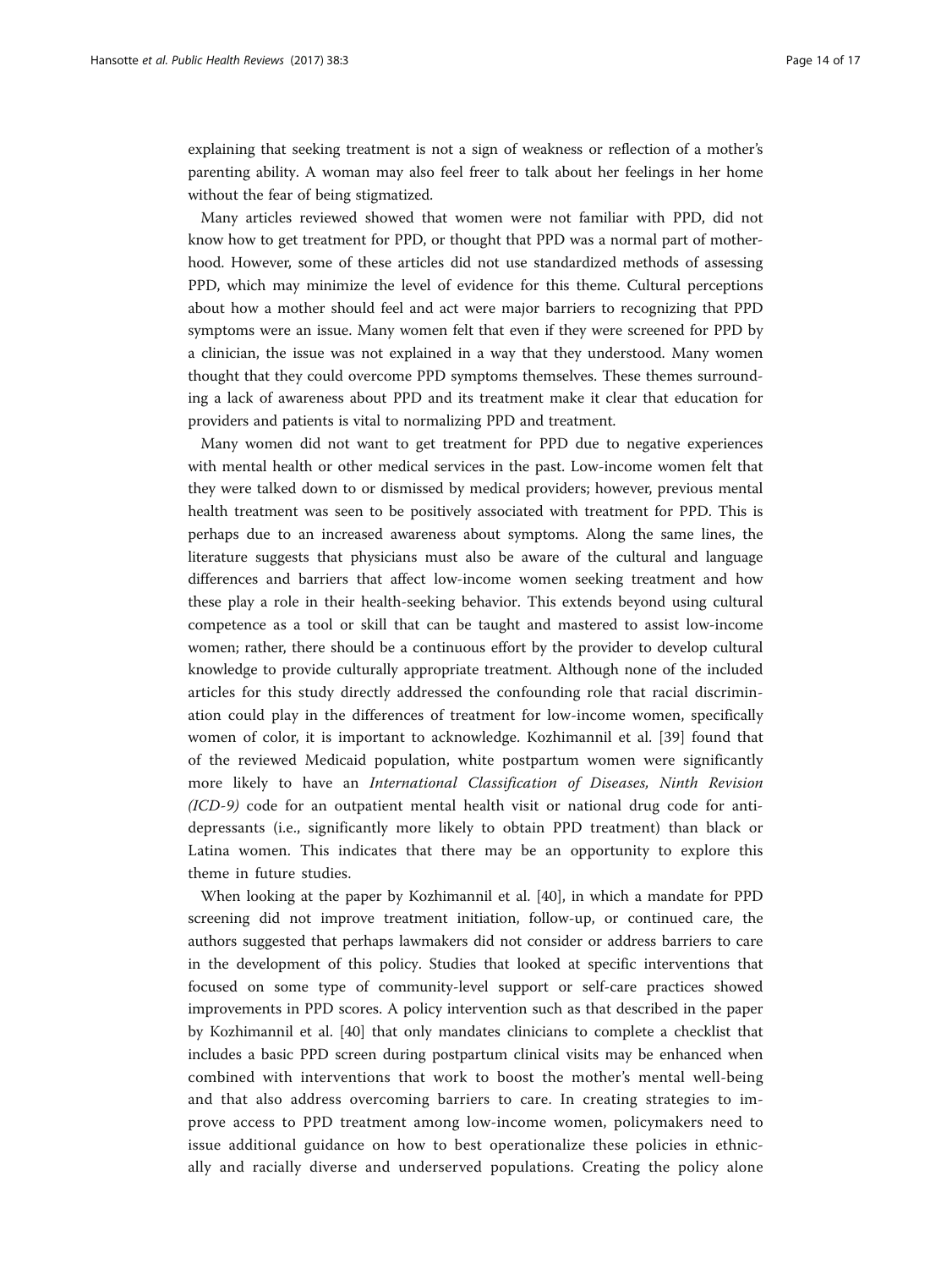explaining that seeking treatment is not a sign of weakness or reflection of a mother's parenting ability. A woman may also feel freer to talk about her feelings in her home without the fear of being stigmatized.

Many articles reviewed showed that women were not familiar with PPD, did not know how to get treatment for PPD, or thought that PPD was a normal part of motherhood. However, some of these articles did not use standardized methods of assessing PPD, which may minimize the level of evidence for this theme. Cultural perceptions about how a mother should feel and act were major barriers to recognizing that PPD symptoms were an issue. Many women felt that even if they were screened for PPD by a clinician, the issue was not explained in a way that they understood. Many women thought that they could overcome PPD symptoms themselves. These themes surrounding a lack of awareness about PPD and its treatment make it clear that education for providers and patients is vital to normalizing PPD and treatment.

Many women did not want to get treatment for PPD due to negative experiences with mental health or other medical services in the past. Low-income women felt that they were talked down to or dismissed by medical providers; however, previous mental health treatment was seen to be positively associated with treatment for PPD. This is perhaps due to an increased awareness about symptoms. Along the same lines, the literature suggests that physicians must also be aware of the cultural and language differences and barriers that affect low-income women seeking treatment and how these play a role in their health-seeking behavior. This extends beyond using cultural competence as a tool or skill that can be taught and mastered to assist low-income women; rather, there should be a continuous effort by the provider to develop cultural knowledge to provide culturally appropriate treatment. Although none of the included articles for this study directly addressed the confounding role that racial discrimination could play in the differences of treatment for low-income women, specifically women of color, it is important to acknowledge. Kozhimannil et al. [39] found that of the reviewed Medicaid population, white postpartum women were significantly more likely to have an *International Classification of Diseases, Ninth Revision (ICD-9)* code for an outpatient mental health visit or national drug code for antidepressants (i.e., significantly more likely to obtain PPD treatment) than black or Latina women. This indicates that there may be an opportunity to explore this theme in future studies.

When looking at the paper by Kozhimannil et al. [40], in which a mandate for PPD screening did not improve treatment initiation, follow-up, or continued care, the authors suggested that perhaps lawmakers did not consider or address barriers to care in the development of this policy. Studies that looked at specific interventions that focused on some type of community-level support or self-care practices showed improvements in PPD scores. A policy intervention such as that described in the paper by Kozhimannil et al. [40] that only mandates clinicians to complete a checklist that includes a basic PPD screen during postpartum clinical visits may be enhanced when combined with interventions that work to boost the mother's mental well-being and that also address overcoming barriers to care. In creating strategies to improve access to PPD treatment among low-income women, policymakers need to issue additional guidance on how to best operationalize these policies in ethnically and racially diverse and underserved populations. Creating the policy alone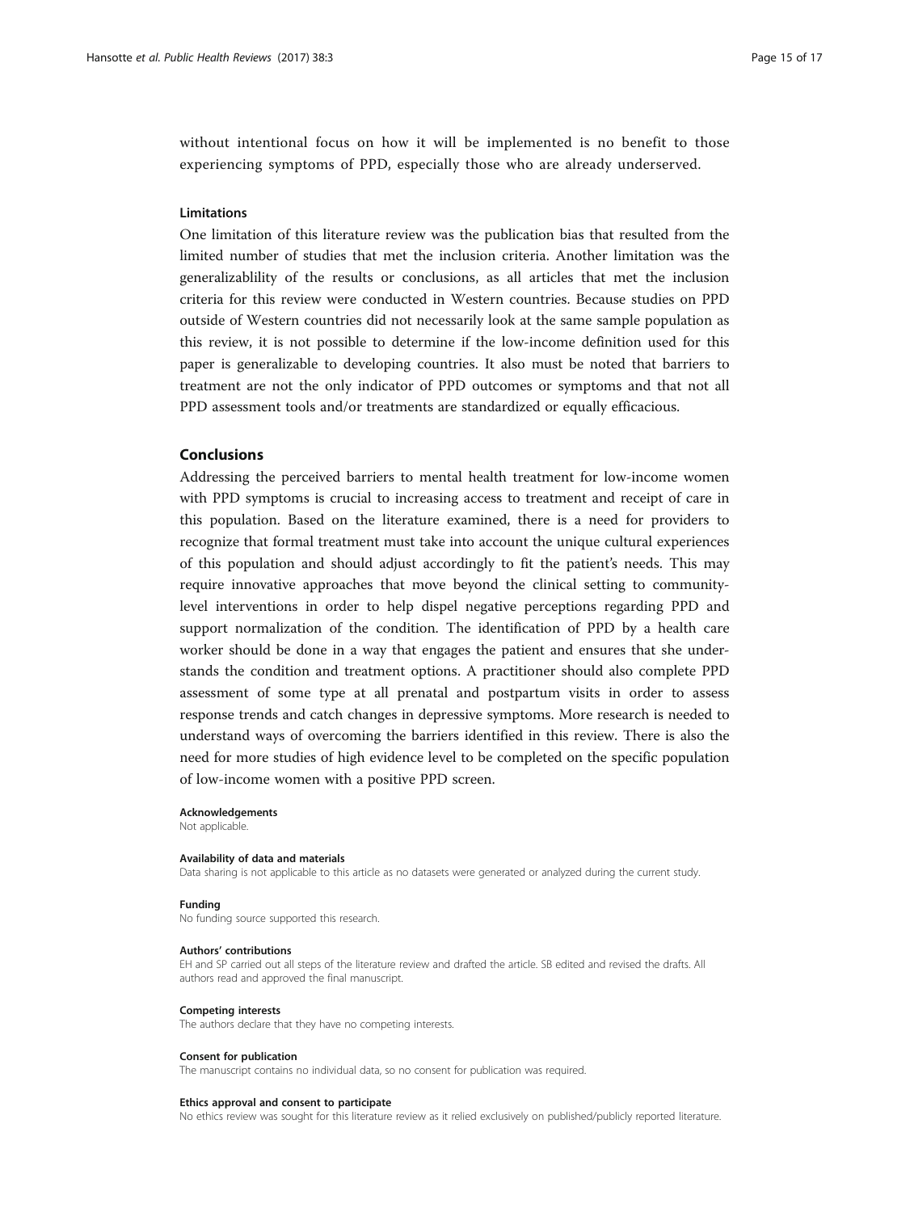without intentional focus on how it will be implemented is no benefit to those experiencing symptoms of PPD, especially those who are already underserved.

### Limitations

One limitation of this literature review was the publication bias that resulted from the limited number of studies that met the inclusion criteria. Another limitation was the generalizablility of the results or conclusions, as all articles that met the inclusion criteria for this review were conducted in Western countries. Because studies on PPD outside of Western countries did not necessarily look at the same sample population as this review, it is not possible to determine if the low-income definition used for this paper is generalizable to developing countries. It also must be noted that barriers to treatment are not the only indicator of PPD outcomes or symptoms and that not all PPD assessment tools and/or treatments are standardized or equally efficacious.

## Conclusions

Addressing the perceived barriers to mental health treatment for low-income women with PPD symptoms is crucial to increasing access to treatment and receipt of care in this population. Based on the literature examined, there is a need for providers to recognize that formal treatment must take into account the unique cultural experiences of this population and should adjust accordingly to fit the patient's needs. This may require innovative approaches that move beyond the clinical setting to community-level interventions in order to help dispel negative perceptions regarding PPD and support normalization of the condition. The identification of PPD by a health care worker should be done in a way that engages the patient and ensures that she understands the condition and treatment options. A practitioner should also complete PPD assessment of some type at all prenatal and postpartum visits in order to assess response trends and catch changes in depressive symptoms. More research is needed to understand ways of overcoming the barriers identified in this review. There is also the need for more studies of high evidence level to be completed on the specific population of low-income women with a positive PPD screen.

#### Acknowledgements

Not applicable.

#### Availability of data and materials

Data sharing is not applicable to this article as no datasets were generated or analyzed during the current study.

#### Funding

No funding source supported this research.

#### Authors' contributions

EH and SP carried out all steps of the literature review and drafted the article. SB edited and revised the drafts. All authors read and approved the final manuscript.

#### Competing interests

The authors declare that they have no competing interests.

#### Consent for publication

The manuscript contains no individual data, so no consent for publication was required.

#### Ethics approval and consent to participate

No ethics review was sought for this literature review as it relied exclusively on published/publicly reported literature.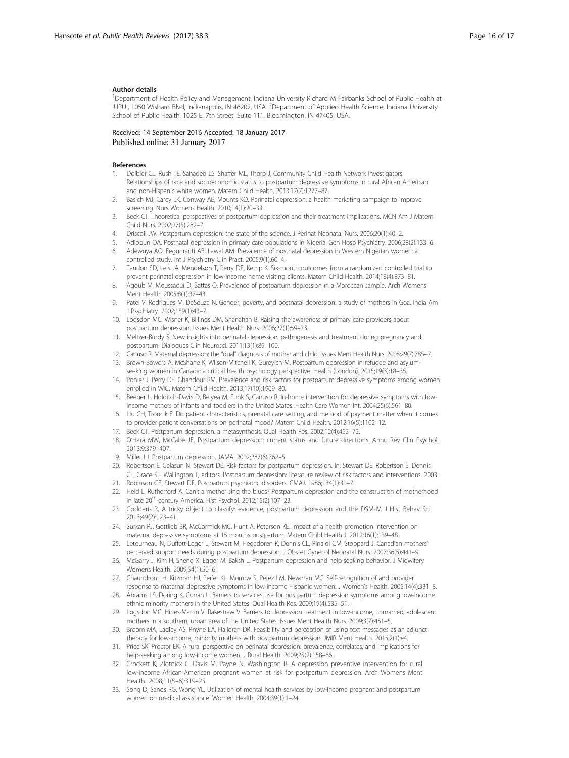#### Author details

[1]Department of Health Policy and Management, Indiana University Richard M Fairbanks School of Public Health at IUPUI, 1050 Wishard Blvd, Indianapolis, IN 46202, USA. [2]Department of Applied Health Science, Indiana University School of Public Health, 1025 E. 7th Street, Suite 111, Bloomington, IN 47405, USA.

Received: 14 September 2016 Accepted: 18 January 2017
Published online: 31 January 2017

#### References

1. Dolbier CL, Rush TE, Sahadeo LS, Shaffer ML, Thorp J, Community Child Health Network Investigators. Relationships of race and socioeconomic status to postpartum depressive symptoms in rural African American and non-Hispanic white women. Matern Child Health. 2013;17(7):1277–87.
2. Basich MJ, Carey LK, Conway AE, Mounts KO. Perinatal depression: a health marketing campaign to improve screening. Nurs Womens Health. 2010;14(1):20–33.
3. Beck CT. Theoretical perspectives of postpartum depression and their treatment implications. MCN Am J Matern Child Nurs. 2002;27(5):282–7.
4. Driscoll JW. Postpartum depression: the state of the science. J Perinat Neonatal Nurs. 2006;20(1):40–2.
5. Adiobun OA. Postnatal depression in primary care populations in Nigeria. Gen Hosp Psychiatry. 2006;28(2):133–6.
6. Adewuya AO, Eegunranti AB, Lawal AM. Prevalence of postnatal depression in Western Nigerian women: a controlled study. Int J Psychiatry Clin Pract. 2005;9(1):60–4.
7. Tandon SD, Leis JA, Mendelson T, Perry DF, Kemp K. Six-month outcomes from a randomized controlled trial to prevent perinatal depression in low-income home visiting clients. Matern Child Health. 2014;18(4):873–81.
8. Agoub M, Moussaoui D, Battas O. Prevalence of postpartum depression in a Moroccan sample. Arch Womens Ment Health. 2005;8(1):37–43.
9. Patel V, Rodrigues M, DeSouza N. Gender, poverty, and postnatal depression: a study of mothers in Goa. India Am J Psychiatry. 2002;159(1):43–7.
10. Logsdon MC, Wisner K, Billings DM, Shanahan B. Raising the awareness of primary care providers about postpartum depression. Issues Ment Health Nurs. 2006;27(1):59–73.
11. Meltzer-Brody S. New insights into perinatal depression: pathogenesis and treatment during pregnancy and postpartum. Dialogues Clin Neurosci. 2011;13(1):89–100.
12. Canuso R. Maternal depression: the "dual" diagnosis of mother and child. Issues Ment Health Nurs. 2008;29(7):785–7.
13. Brown-Bowers A, McShane K, Wilson-Mitchell K, Gureyich M. Postpartum depression in refugee and asylum-seeking women in Canada: a critical health psychology perspective. Health (London). 2015;19(3):18–35.
14. Pooler J, Perry DF, Ghandour RM. Prevalence and risk factors for postpartum depressive symptoms among women enrolled in WIC. Matern Child Health. 2013;17(10):1969–80.
15. Beeber L, Holditch-Davis D, Belyea M, Funk S, Canuso R. In-home intervention for depressive symptoms with low-income mothers of infants and toddlers in the United States. Health Care Women Int. 2004;25(6):561–80.
16. Liu CH, Troncik E. Do patient characteristics, prenatal care setting, and method of payment matter when it comes to provider-patient conversations on perinatal mood? Matern Child Health. 2012;16(5):1102–12.
17. Beck CT. Postpartum depression: a metasynthesis. Qual Health Res. 2002;12(4):453–72.
18. O'Hara MW, McCabe JE. Postpartum depression: current status and future directions. Annu Rev Clin Psychol. 2013;9:379–407.
19. Miller LJ. Postpartum depression. JAMA. 2002;287(6):762–5.
20. Robertson E, Celasun N, Stewart DE. Risk factors for postpartum depression. In: Stewart DE, Robertson E, Dennis CL, Grace SL, Wallington T, editors. Postpartum depression: literature review of risk factors and interventions. 2003.
21. Robinson GE, Stewart DE. Postpartum psychiatric disorders. CMAJ. 1986;134(1):31–7.
22. Held L, Rutherford A. Can't a mother sing the blues? Postpartum depression and the construction of motherhood in late 20th-century America. Hist Psychol. 2012;15(2):107–23.
23. Godderis R. A tricky object to classify: evidence, postpartum depression and the DSM-IV. J Hist Behav Sci. 2013;49(2):123–41.
24. Surkan PJ, Gottlieb BR, McCormick MC, Hunt A, Peterson KE. Impact of a health promotion intervention on maternal depressive symptoms at 15 months postpartum. Matern Child Health J. 2012;16(1):139–48.
25. Letourneau N, Duffett-Leger L, Stewart M, Hegadoren K, Dennis CL, Rinaldi CM, Stoppard J. Canadian mothers' perceived support needs during postpartum depression. J Obstet Gynecol Neonatal Nurs. 2007;36(5):441–9.
26. McGarry J, Kim H, Sheng X, Egger M, Baksh L. Postpartum depression and help-seeking behavior. J Midwifery Womens Health. 2009;54(1):50–6.
27. Chaundron LH, Kitzman HJ, Peifer KL, Morrow S, Perez LM, Newman MC. Self-recognition of and provider response to maternal depressive symptoms in low-income Hispanic women. J Women's Health. 2005;14(4):331–8.
28. Abrams LS, Doring K, Curran L. Barriers to services use for postpartum depression symptoms among low-income ethnic minority mothers in the United States. Qual Health Res. 2009;19(4):535–51.
29. Logsdon MC, Hines-Martin V, Rakestraw V. Barriers to depression treatment in low-income, unmarried, adolescent mothers in a southern, urban area of the United States. Issues Ment Health Nurs. 2009;3(7):451–5.
30. Broom MA, Ladley AS, Rhyne EA, Halloran DR. Feasibility and perception of using text messages as an adjunct therapy for low-income, minority mothers with postpartum depression. JMIR Ment Health. 2015;2(1):e4.
31. Price SK, Proctor EK. A rural perspective on perinatal depression: prevalence, correlates, and implications for help-seeking among low-income women. J Rural Health. 2009;25(2):158–66.
32. Crockett K, Zlotnick C, Davis M, Payne N, Washington R. A depression preventive intervention for rural low-income African-American pregnant women at risk for postpartum depression. Arch Womens Ment Health. 2008;11(5–6):319–25.
33. Song D, Sands RG, Wong YL. Utilization of mental health services by low-income pregnant and postpartum women on medical assistance. Women Health. 2004;39(1):1–24.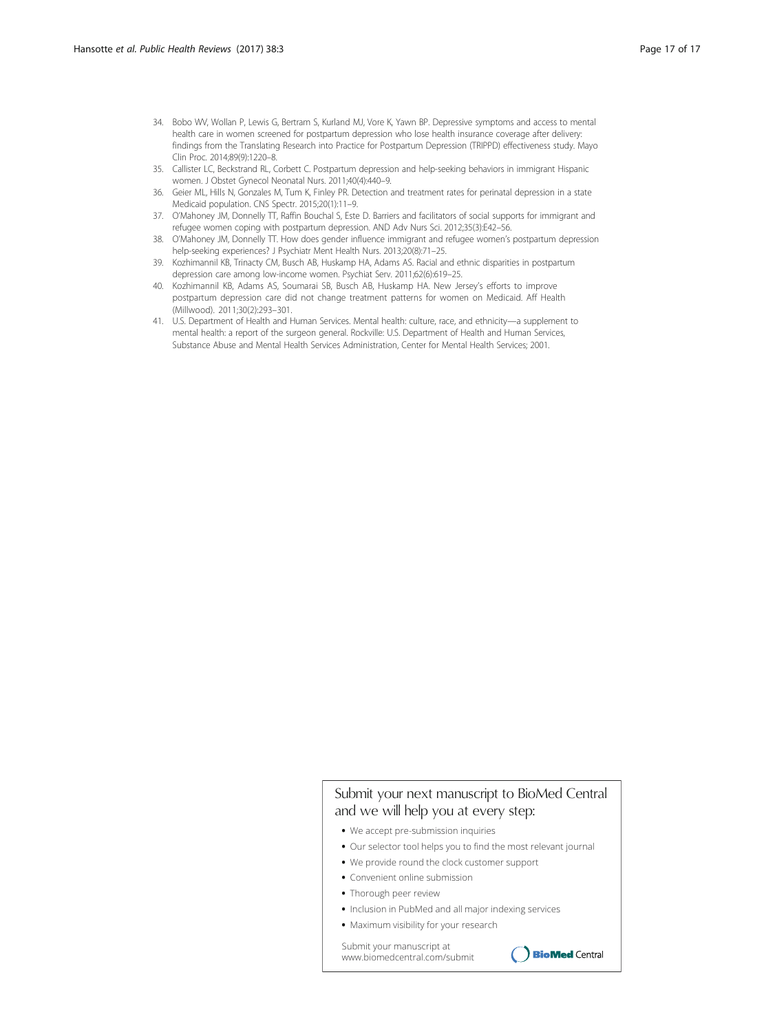34. Bobo WV, Wollan P, Lewis G, Bertram S, Kurland MJ, Vore K, Yawn BP. Depressive symptoms and access to mental health care in women screened for postpartum depression who lose health insurance coverage after delivery: findings from the Translating Research into Practice for Postpartum Depression (TRIPPD) effectiveness study. Mayo Clin Proc. 2014;89(9):1220–8.
35. Callister LC, Beckstrand RL, Corbett C. Postpartum depression and help-seeking behaviors in immigrant Hispanic women. J Obstet Gynecol Neonatal Nurs. 2011;40(4):440–9.
36. Geier ML, Hills N, Gonzales M, Tum K, Finley PR. Detection and treatment rates for perinatal depression in a state Medicaid population. CNS Spectr. 2015;20(1):11–9.
37. O'Mahoney JM, Donnelly TT, Raffin Bouchal S, Este D. Barriers and facilitators of social supports for immigrant and refugee women coping with postpartum depression. AND Adv Nurs Sci. 2012;35(3):E42–56.
38. O'Mahoney JM, Donnelly TT. How does gender influence immigrant and refugee women's postpartum depression help-seeking experiences? J Psychiatr Ment Health Nurs. 2013;20(8):71–25.
39. Kozhimannil KB, Trinacty CM, Busch AB, Huskamp HA, Adams AS. Racial and ethnic disparities in postpartum depression care among low-income women. Psychiat Serv. 2011;62(6):619–25.
40. Kozhimannil KB, Adams AS, Soumarai SB, Busch AB, Huskamp HA. New Jersey's efforts to improve postpartum depression care did not change treatment patterns for women on Medicaid. Aff Health (Millwood). 2011;30(2):293–301.
41. U.S. Department of Health and Human Services. Mental health: culture, race, and ethnicity—a supplement to mental health: a report of the surgeon general. Rockville: U.S. Department of Health and Human Services, Substance Abuse and Mental Health Services Administration, Center for Mental Health Services; 2001.

Submit your next manuscript to BioMed Central and we will help you at every step:

- We accept pre-submission inquiries
- Our selector tool helps you to find the most relevant journal
- We provide round the clock customer support
- Convenient online submission
- Thorough peer review
- Inclusion in PubMed and all major indexing services
- Maximum visibility for your research

Submit your manuscript at
www.biomedcentral.com/submit

BioMed Central